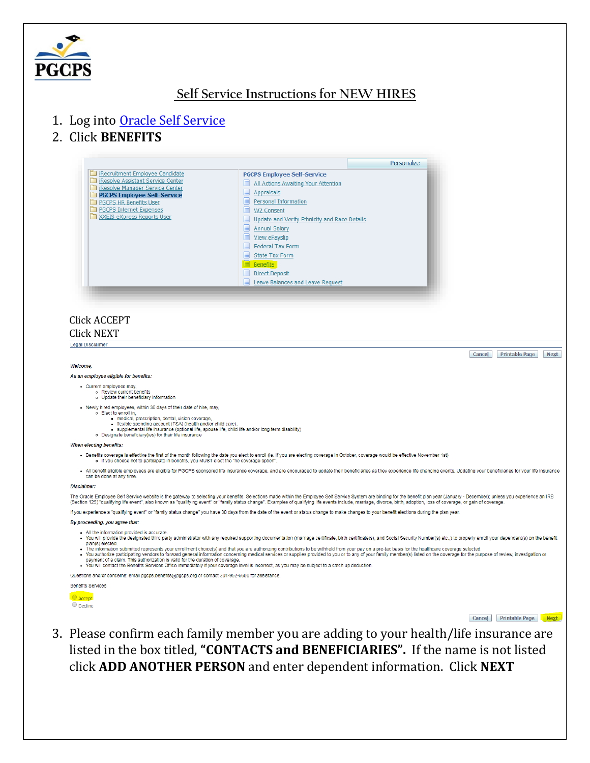PGCPS

## Self Service Instructions for NEW HIRES

1. Log into Oracle Self Service
2. Click **BENEFITS**

Personalize

- iRecruitment Employee Candidate
- iResolve Assistant Service Center
- iResolve Manager Service Center
- PGCPS Employee Self-Service
- PGCPS HR Benefits User
- PGCPS Internet Expenses
- XXEIS eXpress Reports User

PGCPS Employee Self-Service

- All Actions Awaiting Your Attention
- Appraisals
- Personal Information
- W2 Consent
- Update and Verify Ethnicity and Race Details
- Annual Salary
- View ePayslip
- Federal Tax Form
- State Tax Form
- Benefits
- Direct Deposit
- Leave Balances and Leave Request

Click ACCEPT
Click NEXT

Legal Disclaimer

Cancel | Printable Page | Next

*Welcome,*

*As an employee eligible for benefits:*

- Current employees may,
  - Review current benefits
  - Update their beneficiary information
- Newly hired employees, within 30 days of their date of hire, may,
  - Elect to enroll in,
    - medical, prescription, dental, vision coverage,
    - flexible spending account (FSA) (health and/or child care),
    - supplemental life insurance (optional life, spouse life, child life and/or long term disability)
  - Designate beneficiary(ies) for their life insurance

*When electing benefits:*

- Benefits coverage is effective the first of the month following the date you elect to enroll (ie. If you are electing coverage in October, coverage would be effective November 1st)
  - If you choose not to participate in benefits, you MUST elect the "no coverage option".
- All benefit eligible employees are eligible for PGCPS sponsored life insurance coverage, and are encouraged to update their beneficiaries as they experience life changing events. Updating your beneficiaries for your life insurance can be done at any time.

*Disclaimer:*

The Oracle Employee Self Service website is the gateway to selecting your benefits. Selections made within the Employee Self Service System are binding for the benefit plan year (January - December); unless you experience an IRS (Section 125) "qualifying life event", also known as "qualifying event" or "family status change". Examples of qualifying life events include, marriage, divorce, birth, adoption, loss of coverage, or gain of coverage.

If you experience a "qualifying event" or "family status change" you have 30 days from the date of the event or status change to make changes to your benefit elections during the plan year.

*By proceeding, you agree that:*

- All the information provided is accurate.
- You will provide the designated third party administrator with any required supporting documentation (marriage certificate, birth certificate(s), and Social Security Number(s) etc.,) to properly enroll your dependent(s) on the benefit plan(s) elected.
- The information submitted represents your enrollment choice(s) and that you are authorizing contributions to be withheld from your pay on a pre-tax basis for the healthcare coverage selected.
- You authorize participating vendors to forward general information concerning medical services or supplies provided to you or to any of your family member(s) listed on the coverage for the purpose of review, investigation or payment of a claim. This authorization is valid for the duration of coverage.
- You will contact the Benefits Services Office immediately if your coverage level is incorrect, as you may be subject to a catch up deduction.

Questions and/or concerns: email pgcps.benefits@pgcps.org or contact 301-952-6600 for assistance.

Benefits Services

- Accept
- Decline

Cancel | Printable Page | Next

3. Please confirm each family member you are adding to your health/life insurance are listed in the box titled, **"CONTACTS and BENEFICIARIES".** If the name is not listed click **ADD ANOTHER PERSON** and enter dependent information. Click **NEXT**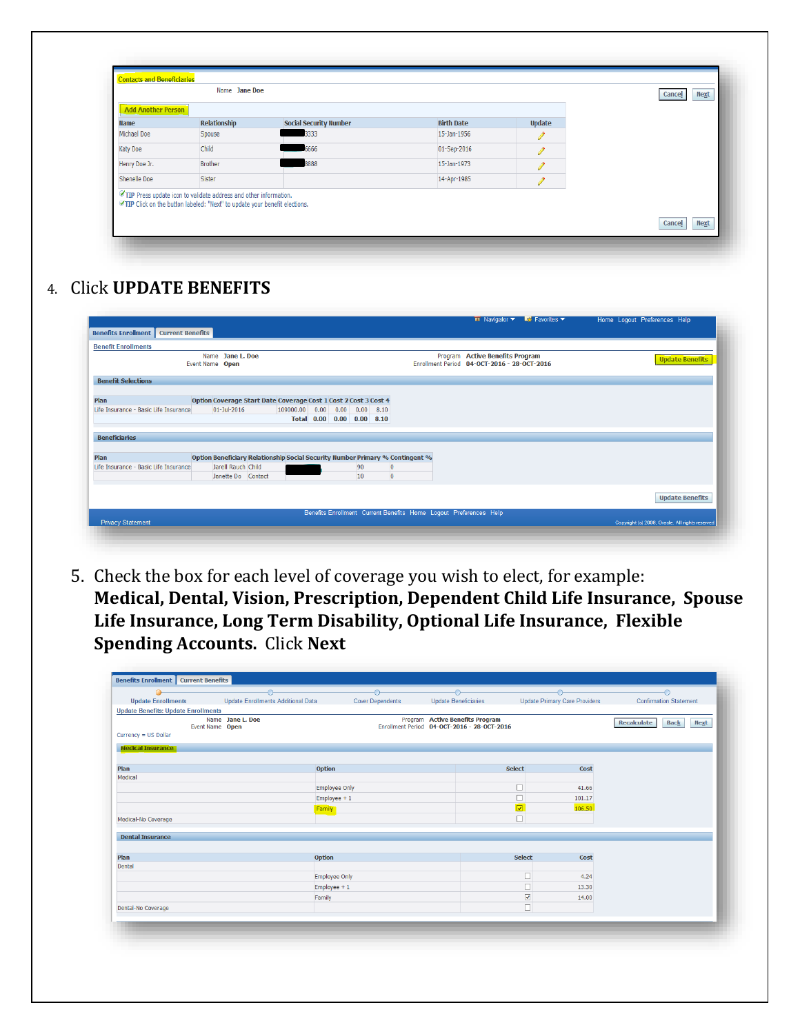**Contacts and Beneficiaries**

Name Jane Doe

Cancel | Next

Add Another Person

| Name | Relationship | Social Security Number | Birth Date | Update |
|---|---|---|---|---|
| Michael Doe | Spouse | 3333 | 15-Jan-1956 | |
| Katy Doe | Child | 5666 | 01-Sep-2016 | |
| Henry Doe Jr. | Brother | 8888 | 15-Jan-1973 | |
| Shenelle Doe | Sister | | 14-Apr-1985 | |

TIP Press update icon to validate address and other information.

TIP Click on the button labeled: "Next" to update your benefit elections.

Cancel | Next

4. Click **UPDATE BENEFITS**

Benefits Enrollment | Current Benefits

Navigator | Favorites | Home Logout Preferences Help

**Benefit Enrollments**

Name **Jane L. Doe**
Event Name **Open**

Program **Active Benefits Program**
Enrollment Period **04-OCT-2016 - 28-OCT-2016**

Update Benefits

**Benefit Selections**

| Plan | Option | Coverage Start Date | Coverage | Cost 1 | Cost 2 | Cost 3 | Cost 4 |
|---|---|---|---|---|---|---|---|
| Life Insurance - Basic Life Insurance | | 01-Jul-2016 | 109000.00 | 0.00 | 0.00 | 0.00 | 8.10 |
| | | | Total | 0.00 | 0.00 | 0.00 | 8.10 |

**Beneficiaries**

| Plan | Option | Beneficiary | Relationship | Social Security Number | Primary % | Contingent % |
|---|---|---|---|---|---|---|
| Life Insurance - Basic Life Insurance | | Jarell Rauch | Child | | 90 | 0 |
| | | Janette Do | Contact | | 10 | 0 |

Update Benefits

Benefits Enrollment Current Benefits Home Logout Preferences Help

Privacy Statement

Copyright (c) 2006, Oracle. All rights reserved.

5. Check the box for each level of coverage you wish to elect, for example: **Medical, Dental, Vision, Prescription, Dependent Child Life Insurance, Spouse Life Insurance, Long Term Disability, Optional Life Insurance, Flexible Spending Accounts.** Click **Next**

Benefits Enrollment | Current Benefits

Update Enrollments — Update Enrollments Additional Data — Cover Dependents — Update Beneficiaries — Update Primary Care Providers — Confirmation Statement

**Update Benefits: Update Enrollments**

Name **Jane L. Doe**
Event Name **Open**

Program **Active Benefits Program**
Enrollment Period **04-OCT-2016 - 28-OCT-2016**

Recalculate | Back | Next

Currency = US Dollar

**Medical Insurance**

| Plan | Option | Select | Cost |
|---|---|---|---|
| Medical | | | |
| | Employee Only | ☐ | 41.66 |
| | Employee + 1 | ☐ | 101.17 |
| | Family | ☑ | 106.50 |
| Medical-No Coverage | | ☐ | |

**Dental Insurance**

| Plan | Option | Select | Cost |
|---|---|---|---|
| Dental | | | |
| | Employee Only | ☐ | 4.24 |
| | Employee + 1 | ☐ | 13.30 |
| | Family | ☑ | 14.00 |
| Dental-No Coverage | | ☐ | |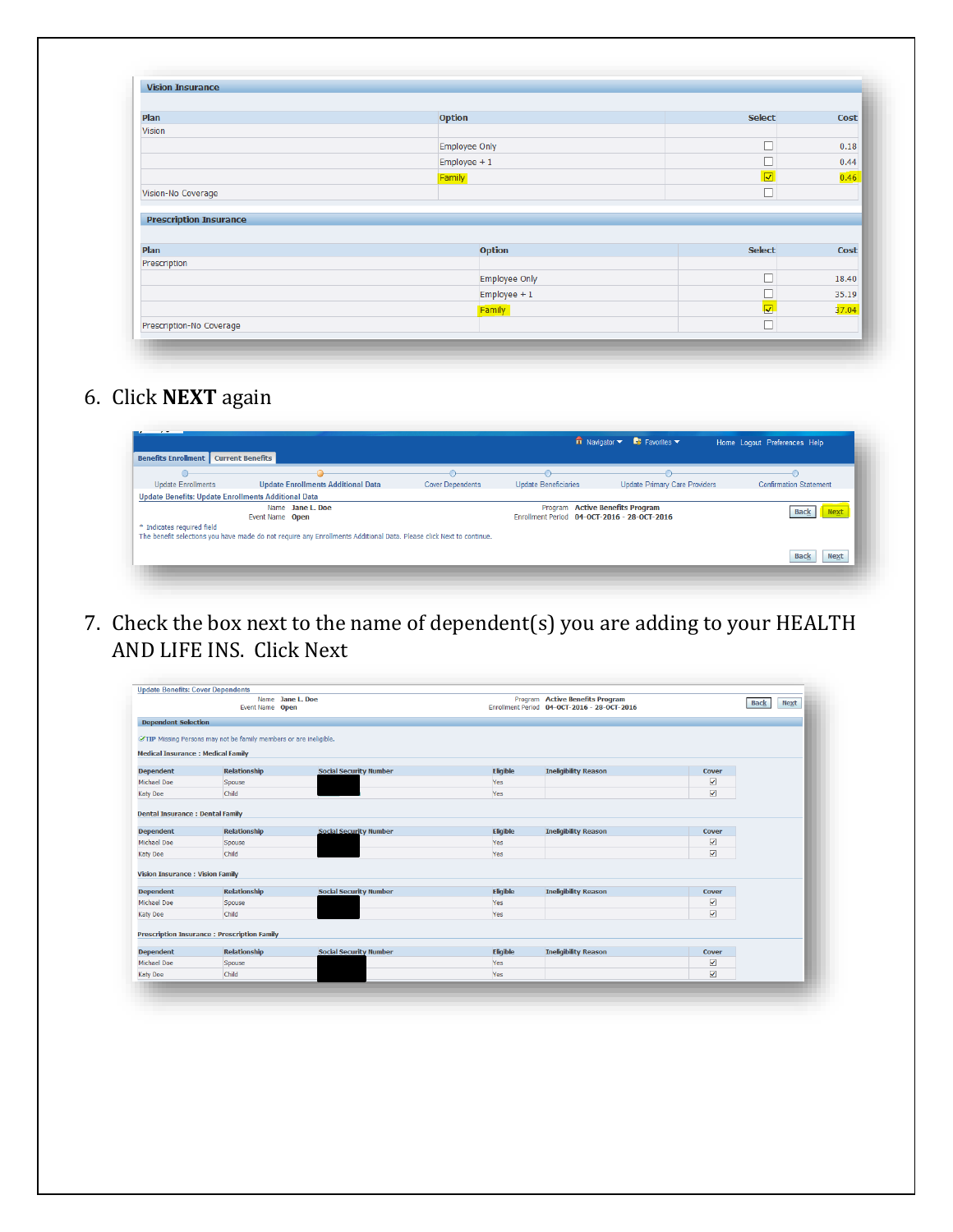**Vision Insurance**

| Plan | Option | Select | Cost |
|---|---|---|---|
| Vision | | | |
| | Employee Only | ☐ | 0.18 |
| | Employee + 1 | ☐ | 0.44 |
| | Family | ☑ | 0.46 |
| Vision-No Coverage | | ☐ | |

**Prescription Insurance**

| Plan | Option | Select | Cost |
|---|---|---|---|
| Prescription | | | |
| | Employee Only | ☐ | 18.40 |
| | Employee + 1 | ☐ | 35.19 |
| | Family | ☑ | 37.04 |
| Prescription-No Coverage | | ☐ | |

6. Click **NEXT** again

Navigator ▾ Favorites ▾ Home Logout Preferences Help

Benefits Enrollment | Current Benefits

Update Enrollments — Update Enrollments Additional Data — Cover Dependents — Update Beneficiaries — Update Primary Care Providers — Confirmation Statement

Update Benefits: Update Enrollments Additional Data

Name **Jane L. Doe**
Event Name **Open**
Program **Active Benefits Program**
Enrollment Period **04-OCT-2016 - 28-OCT-2016**

Back | Next

\* Indicates required field

The benefit selections you have made do not require any Enrollments Additional Data. Please click Next to continue.

Back | Next

7. Check the box next to the name of dependent(s) you are adding to your HEALTH AND LIFE INS. Click Next

Update Benefits: Cover Dependents

Name **Jane L. Doe**
Event Name **Open**
Program **Active Benefits Program**
Enrollment Period **04-OCT-2016 - 28-OCT-2016**

Back | Next

**Dependent Selection**

TIP Missing Persons may not be family members or are ineligible.

**Medical Insurance : Medical Family**

| Dependent | Relationship | Social Security Number | Eligible | Ineligibility Reason | Cover |
|---|---|---|---|---|---|
| Michael Doe | Spouse | | Yes | | ☑ |
| Katy Doe | Child | | Yes | | ☑ |

**Dental Insurance : Dental Family**

| Dependent | Relationship | Social Security Number | Eligible | Ineligibility Reason | Cover |
|---|---|---|---|---|---|
| Michael Doe | Spouse | | Yes | | ☑ |
| Katy Doe | Child | | Yes | | ☑ |

**Vision Insurance : Vision Family**

| Dependent | Relationship | Social Security Number | Eligible | Ineligibility Reason | Cover |
|---|---|---|---|---|---|
| Michael Doe | Spouse | | Yes | | ☑ |
| Katy Doe | Child | | Yes | | ☑ |

**Prescription Insurance : Prescription Family**

| Dependent | Relationship | Social Security Number | Eligible | Ineligibility Reason | Cover |
|---|---|---|---|---|---|
| Michael Doe | Spouse | | Yes | | ☑ |
| Katy Doe | Child | | Yes | | ☑ |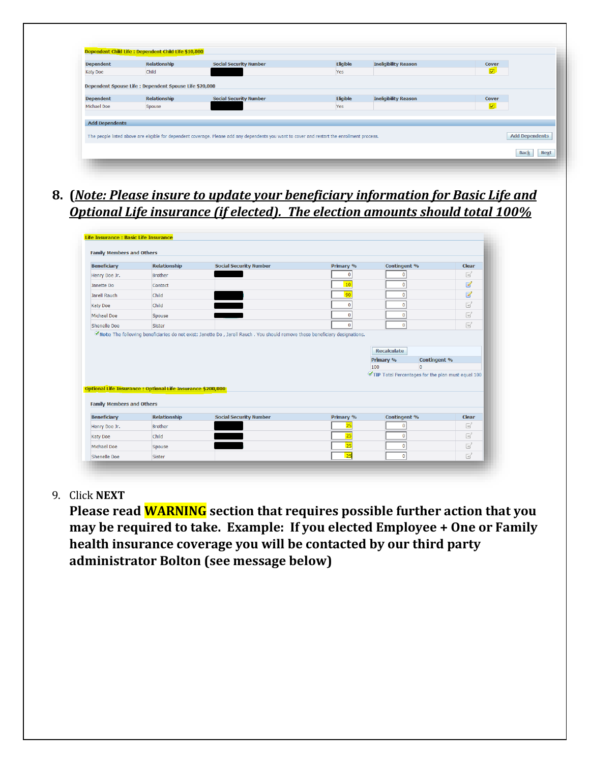**Dependent Child Life : Dependent Child Life $10,000**

| Dependent | Relationship | Social Security Number | Eligible | Ineligibility Reason | Cover |
|---|---|---|---|---|---|
| Katy Doe | Child | | Yes | | ☑ |

**Dependent Spouse Life : Dependent Spouse Life $20,000**

| Dependent | Relationship | Social Security Number | Eligible | Ineligibility Reason | Cover |
|---|---|---|---|---|---|
| Michael Doe | Spouse | | Yes | | ☑ |

**Add Dependents**

The people listed above are eligible for dependent coverage. Please add any dependents you want to cover and restart the enrollment process. [Add Dependents]

[Back] [Next]

8. **(*Note: Please insure to update your beneficiary information for Basic Life and Optional Life insurance (if elected). The election amounts should total 100%*)**

**Life Insurance : Basic Life Insurance**

Family Members and Others

| Beneficiary | Relationship | Social Security Number | Primary % | Contingent % | Clear |
|---|---|---|---|---|---|
| Henry Doe Jr. | Brother | | 0 | 0 | |
| Janette Do | Contact | | 10 | 0 | |
| Jarell Rauch | Child | | 90 | 0 | |
| Katy Doe | Child | | 0 | 0 | |
| Michael Doe | Spouse | | 0 | 0 | |
| Shenelle Doe | Sister | | 0 | 0 | |

Note The following beneficiaries do not exist: Janette Do , Jarell Rauch . You should remove these beneficiary designations.

[Recalculate]

| Primary % | Contingent % |
|---|---|
| 100 | 0 |

TIP Total Percentages for the plan must equal 100

**Optional Life Insurance : Optional Life Insurance $200,000**

Family Members and Others

| Beneficiary | Relationship | Social Security Number | Primary % | Contingent % | Clear |
|---|---|---|---|---|---|
| Henry Doe Jr. | Brother | | 25 | 0 | |
| Katy Doe | Child | | 25 | 0 | |
| Michael Doe | Spouse | | 25 | 0 | |
| Shenelle Doe | Sister | | 25 | 0 | |

9. Click **NEXT**

**Please read WARNING section that requires possible further action that you may be required to take. Example: If you elected Employee + One or Family health insurance coverage you will be contacted by our third party administrator Bolton (see message below)**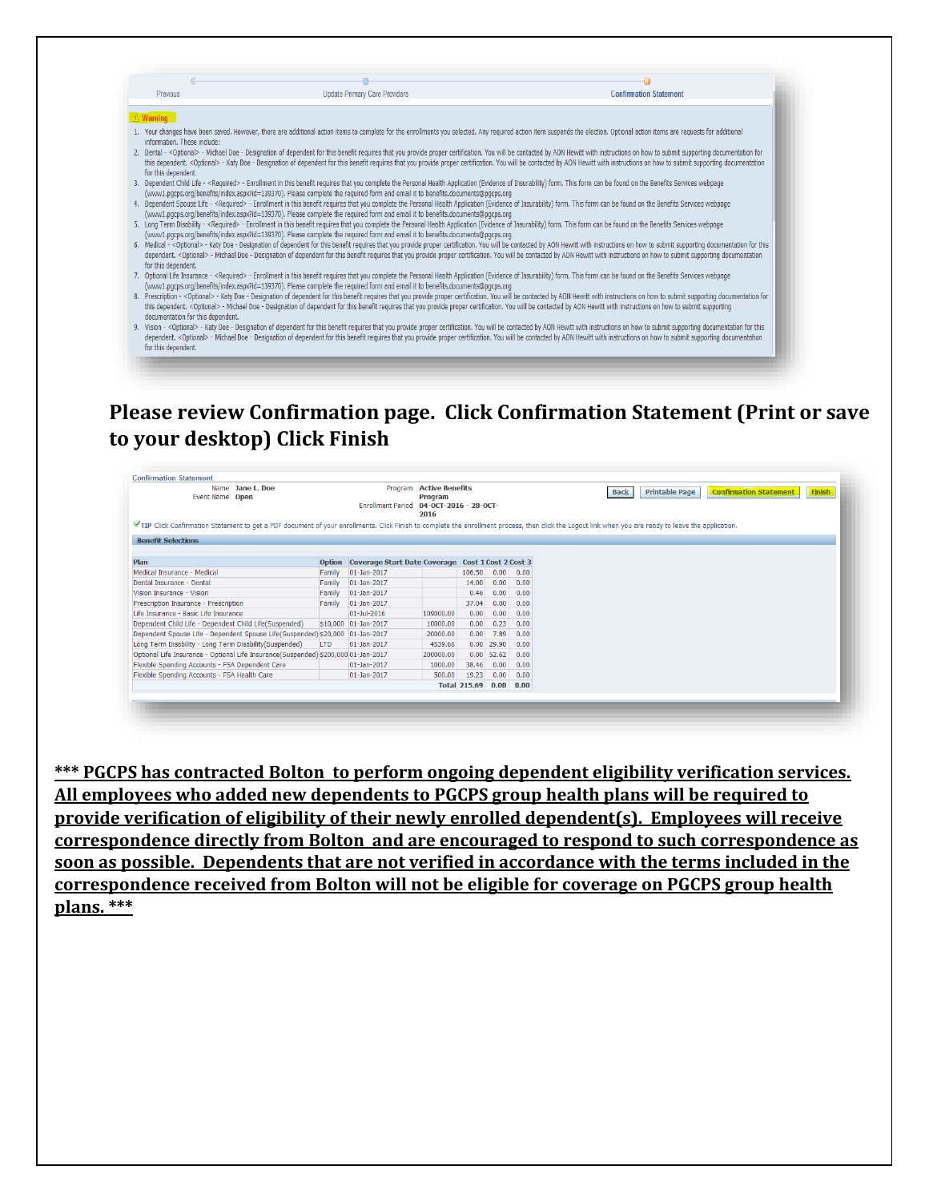Previous | Update Primary Care Providers | Confirmation Statement

Warning

1. Your changes have been saved. However, there are additional action items to complete for the enrollments you selected. Any required action item suspends the election. Optional action items are requests for additional information. These include:
2. Dental - <Optional> - Michael Doe - Designation of dependent for this benefit requires that you provide proper certification. You will be contacted by AON Hewitt with instructions on how to submit supporting documentation for this dependent. <Optional> - Katy Doe - Designation of dependent for this benefit requires that you provide proper certification. You will be contacted by AON Hewitt with instructions on how to submit supporting documentation for this dependent.
3. Dependent Child Life - <Required> - Enrollment in this benefit requires that you complete the Personal Health Application (Evidence of Insurability) form. This form can be found on the Benefits Services webpage (www1.pgcps.org/benefits/index.aspx?id=139370). Please complete the required form and email it to benefits.documents@pgcps.org
4. Dependent Spouse Life - <Required> - Enrollment in this benefit requires that you complete the Personal Health Application (Evidence of Insurability) form. This form can be found on the Benefits Services webpage (www1.pgcps.org/benefits/index.aspx?id=139370). Please complete the required form and email it to benefits.documents@pgcps.org
5. Long Term Disability - <Required> - Enrollment in this benefit requires that you complete the Personal Health Application (Evidence of Insurability) form. This form can be found on the Benefits Services webpage (www1.pgcps.org/benefits/index.aspx?id=139370). Please complete the required form and email it to benefits.documents@pgcps.org
6. Medical - <Optional> - Katy Doe - Designation of dependent for this benefit requires that you provide proper certification. You will be contacted by AON Hewitt with instructions on how to submit supporting documentation for this dependent. <Optional> - Michael Doe - Designation of dependent for this benefit requires that you provide proper certification. You will be contacted by AON Hewitt with instructions on how to submit supporting documentation for this dependent.
7. Optional Life Insurance - <Required> - Enrollment in this benefit requires that you complete the Personal Health Application (Evidence of Insurability) form. This form can be found on the Benefits Services webpage (www1.pgcps.org/benefits/index.aspx?id=139370). Please complete the required form and email it to benefits.documents@pgcps.org
8. Prescription - <Optional> - Katy Doe - Designation of dependent for this benefit requires that you provide proper certification. You will be contacted by AON Hewitt with instructions on how to submit supporting documentation for this dependent. <Optional> - Michael Doe - Designation of dependent for this benefit requires that you provide proper certification. You will be contacted by AON Hewitt with instructions on how to submit supporting documentation for this dependent.
9. Vision - <Optional> - Katy Doe - Designation of dependent for this benefit requires that you provide proper certification. You will be contacted by AON Hewitt with instructions on how to submit supporting documentation for this dependent. <Optional> - Michael Doe - Designation of dependent for this benefit requires that you provide proper certification. You will be contacted by AON Hewitt with instructions on how to submit supporting documentation for this dependent.

**Please review Confirmation page. Click Confirmation Statement (Print or save to your desktop) Click Finish**

Confirmation Statement

Name: Jane L. Doe
Event Name: Open
Program: Active Benefits Program
Enrollment Period: 04-OCT-2016 - 28-OCT-2016

Back | Printable Page | Confirmation Statement | Finish

TIP Click Confirmation Statement to get a PDF document of your enrollments. Click Finish to complete the enrollment process, then click the Logout link when you are ready to leave the application.

Benefit Selections

| Plan | Option | Coverage Start Date | Coverage | Cost 1 | Cost 2 | Cost 3 |
|---|---|---|---|---|---|---|
| Medical Insurance - Medical | Family | 01-Jan-2017 | | 106.50 | 0.00 | 0.00 |
| Dental Insurance - Dental | Family | 01-Jan-2017 | | 14.00 | 0.00 | 0.00 |
| Vision Insurance - Vision | Family | 01-Jan-2017 | | 0.46 | 0.00 | 0.00 |
| Prescription Insurance - Prescription | Family | 01-Jan-2017 | | 37.04 | 0.00 | 0.00 |
| Life Insurance - Basic Life Insurance | | 01-Jul-2016 | 109000.00 | 0.00 | 0.00 | 0.00 |
| Dependent Child Life - Dependent Child Life(Suspended) | $10,000 | 01-Jan-2017 | 10000.00 | 0.00 | 0.23 | 0.00 |
| Dependent Spouse Life - Dependent Spouse Life(Suspended) | $20,000 | 01-Jan-2017 | 20000.00 | 0.00 | 7.89 | 0.00 |
| Long Term Disability - Long Term Disability(Suspended) | LTD | 01-Jan-2017 | 4539.66 | 0.00 | 29.90 | 0.00 |
| Optional Life Insurance - Optional Life Insurance(Suspended) | $200,000 | 01-Jan-2017 | 200000.00 | 0.00 | 52.62 | 0.00 |
| Flexible Spending Accounts - FSA Dependent Care | | 01-Jan-2017 | 1000.00 | 38.46 | 0.00 | 0.00 |
| Flexible Spending Accounts - FSA Health Care | | 01-Jan-2017 | 500.00 | 19.23 | 0.00 | 0.00 |
| | | | Total | 215.69 | 0.00 | 0.00 |

**\*\*\* PGCPS has contracted Bolton to perform ongoing dependent eligibility verification services. All employees who added new dependents to PGCPS group health plans will be required to provide verification of eligibility of their newly enrolled dependent(s). Employees will receive correspondence directly from Bolton and are encouraged to respond to such correspondence as soon as possible. Dependents that are not verified in accordance with the terms included in the correspondence received from Bolton will not be eligible for coverage on PGCPS group health plans. \*\*\***